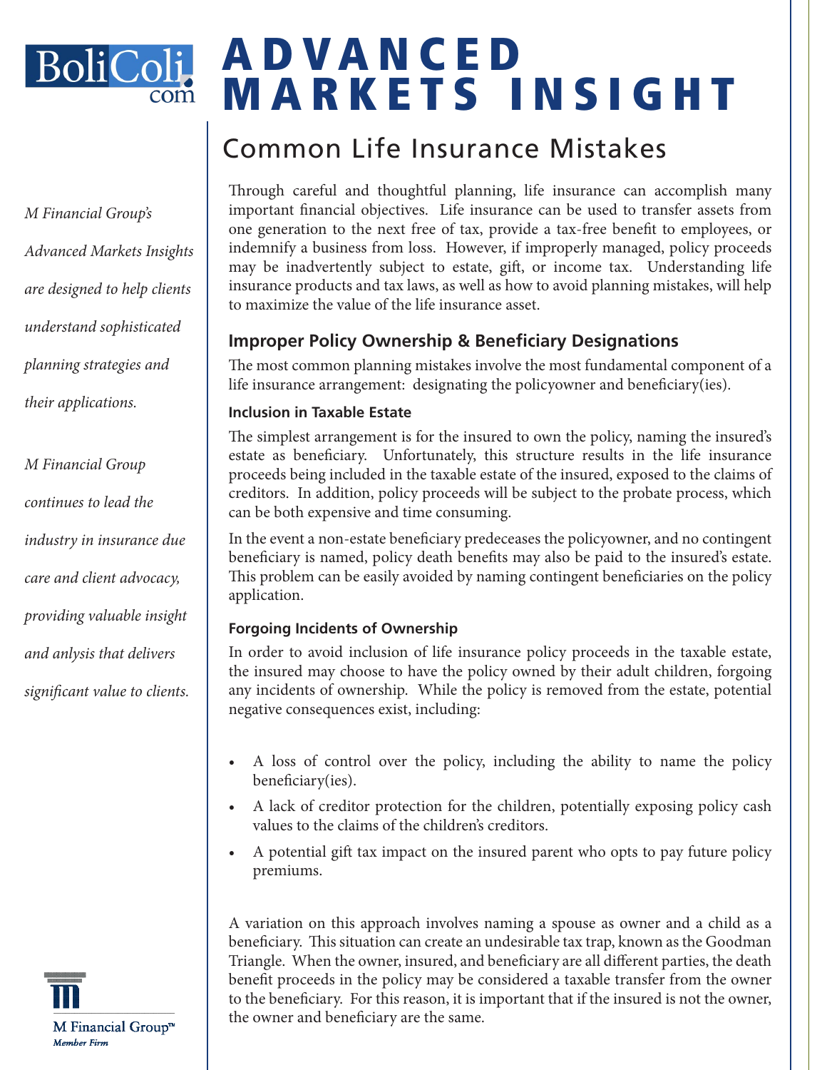# ADVANCED MARKETS INSIGHT

## Common Life Insurance Mistakes

*M Financial Group's Advanced Markets Insights are designed to help clients understand sophisticated planning strategies and their applications.*

*M Financial Group continues to lead the industry in insurance due care and client advocacy, providing valuable insight and anlysis that delivers significant value to clients.*

Through careful and thoughtful planning, life insurance can accomplish many important financial objectives. Life insurance can be used to transfer assets from one generation to the next free of tax, provide a tax-free benefit to employees, or indemnify a business from loss. However, if improperly managed, policy proceeds may be inadvertently subject to estate, gift, or income tax. Understanding life insurance products and tax laws, as well as how to avoid planning mistakes, will help to maximize the value of the life insurance asset.

### Improper Policy Ownership & Beneficiary Designations

The most common planning mistakes involve the most fundamental component of a life insurance arrangement: designating the policyowner and beneficiary(ies).

#### Inclusion in Taxable Estate

The simplest arrangement is for the insured to own the policy, naming the insured's estate as beneficiary. Unfortunately, this structure results in the life insurance proceeds being included in the taxable estate of the insured, exposed to the claims of creditors. In addition, policy proceeds will be subject to the probate process, which can be both expensive and time consuming.

In the event a non-estate beneficiary predeceases the policyowner, and no contingent beneficiary is named, policy death benefits may also be paid to the insured's estate. This problem can be easily avoided by naming contingent beneficiaries on the policy application.

#### Forgoing Incidents of Ownership

In order to avoid inclusion of life insurance policy proceeds in the taxable estate, the insured may choose to have the policy owned by their adult children, forgoing any incidents of ownership. While the policy is removed from the estate, potential negative consequences exist, including:

- A loss of control over the policy, including the ability to name the policy beneficiary(ies).
- A lack of creditor protection for the children, potentially exposing policy cash values to the claims of the children's creditors.
- A potential gift tax impact on the insured parent who opts to pay future policy premiums.

A variation on this approach involves naming a spouse as owner and a child as a beneficiary. This situation can create an undesirable tax trap, known as the Goodman Triangle. When the owner, insured, and beneficiary are all different parties, the death benefit proceeds in the policy may be considered a taxable transfer from the owner to the beneficiary. For this reason, it is important that if the insured is not the owner, the owner and beneficiary are the same.

M Financial Group™
*Member Firm*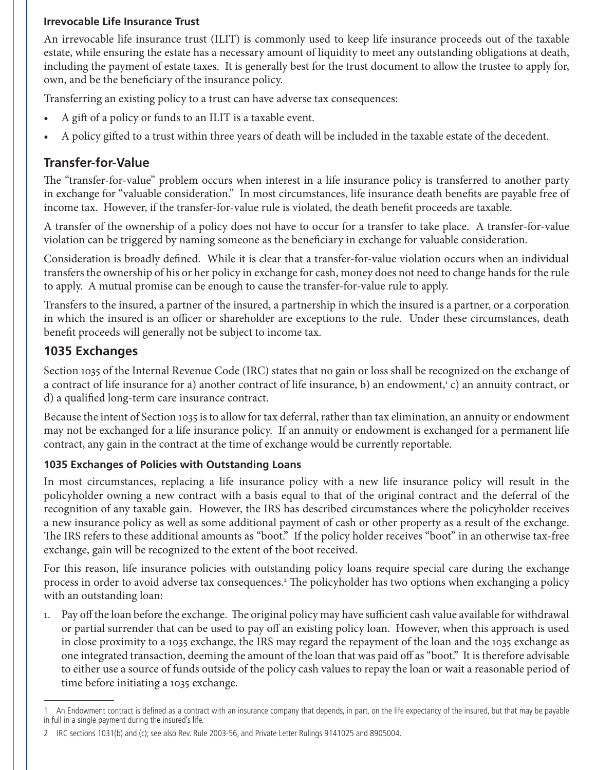### Irrevocable Life Insurance Trust

An irrevocable life insurance trust (ILIT) is commonly used to keep life insurance proceeds out of the taxable estate, while ensuring the estate has a necessary amount of liquidity to meet any outstanding obligations at death, including the payment of estate taxes. It is generally best for the trust document to allow the trustee to apply for, own, and be the beneficiary of the insurance policy.

Transferring an existing policy to a trust can have adverse tax consequences:

- A gift of a policy or funds to an ILIT is a taxable event.
- A policy gifted to a trust within three years of death will be included in the taxable estate of the decedent.

## Transfer-for-Value

The "transfer-for-value" problem occurs when interest in a life insurance policy is transferred to another party in exchange for "valuable consideration." In most circumstances, life insurance death benefits are payable free of income tax. However, if the transfer-for-value rule is violated, the death benefit proceeds are taxable.

A transfer of the ownership of a policy does not have to occur for a transfer to take place. A transfer-for-value violation can be triggered by naming someone as the beneficiary in exchange for valuable consideration.

Consideration is broadly defined. While it is clear that a transfer-for-value violation occurs when an individual transfers the ownership of his or her policy in exchange for cash, money does not need to change hands for the rule to apply. A mutual promise can be enough to cause the transfer-for-value rule to apply.

Transfers to the insured, a partner of the insured, a partnership in which the insured is a partner, or a corporation in which the insured is an officer or shareholder are exceptions to the rule. Under these circumstances, death benefit proceeds will generally not be subject to income tax.

## 1035 Exchanges

Section 1035 of the Internal Revenue Code (IRC) states that no gain or loss shall be recognized on the exchange of a contract of life insurance for a) another contract of life insurance, b) an endowment,[1] c) an annuity contract, or d) a qualified long-term care insurance contract.

Because the intent of Section 1035 is to allow for tax deferral, rather than tax elimination, an annuity or endowment may not be exchanged for a life insurance policy. If an annuity or endowment is exchanged for a permanent life contract, any gain in the contract at the time of exchange would be currently reportable.

### 1035 Exchanges of Policies with Outstanding Loans

In most circumstances, replacing a life insurance policy with a new life insurance policy will result in the policyholder owning a new contract with a basis equal to that of the original contract and the deferral of the recognition of any taxable gain. However, the IRS has described circumstances where the policyholder receives a new insurance policy as well as some additional payment of cash or other property as a result of the exchange. The IRS refers to these additional amounts as "boot." If the policy holder receives "boot" in an otherwise tax-free exchange, gain will be recognized to the extent of the boot received.

For this reason, life insurance policies with outstanding policy loans require special care during the exchange process in order to avoid adverse tax consequences.[2] The policyholder has two options when exchanging a policy with an outstanding loan:

1. Pay off the loan before the exchange. The original policy may have sufficient cash value available for withdrawal or partial surrender that can be used to pay off an existing policy loan. However, when this approach is used in close proximity to a 1035 exchange, the IRS may regard the repayment of the loan and the 1035 exchange as one integrated transaction, deeming the amount of the loan that was paid off as "boot." It is therefore advisable to either use a source of funds outside of the policy cash values to repay the loan or wait a reasonable period of time before initiating a 1035 exchange.

---

1 An Endowment contract is defined as a contract with an insurance company that depends, in part, on the life expectancy of the insured, but that may be payable in full in a single payment during the insured's life.

2 IRC sections 1031(b) and (c); see also Rev. Rule 2003-56, and Private Letter Rulings 9141025 and 8905004.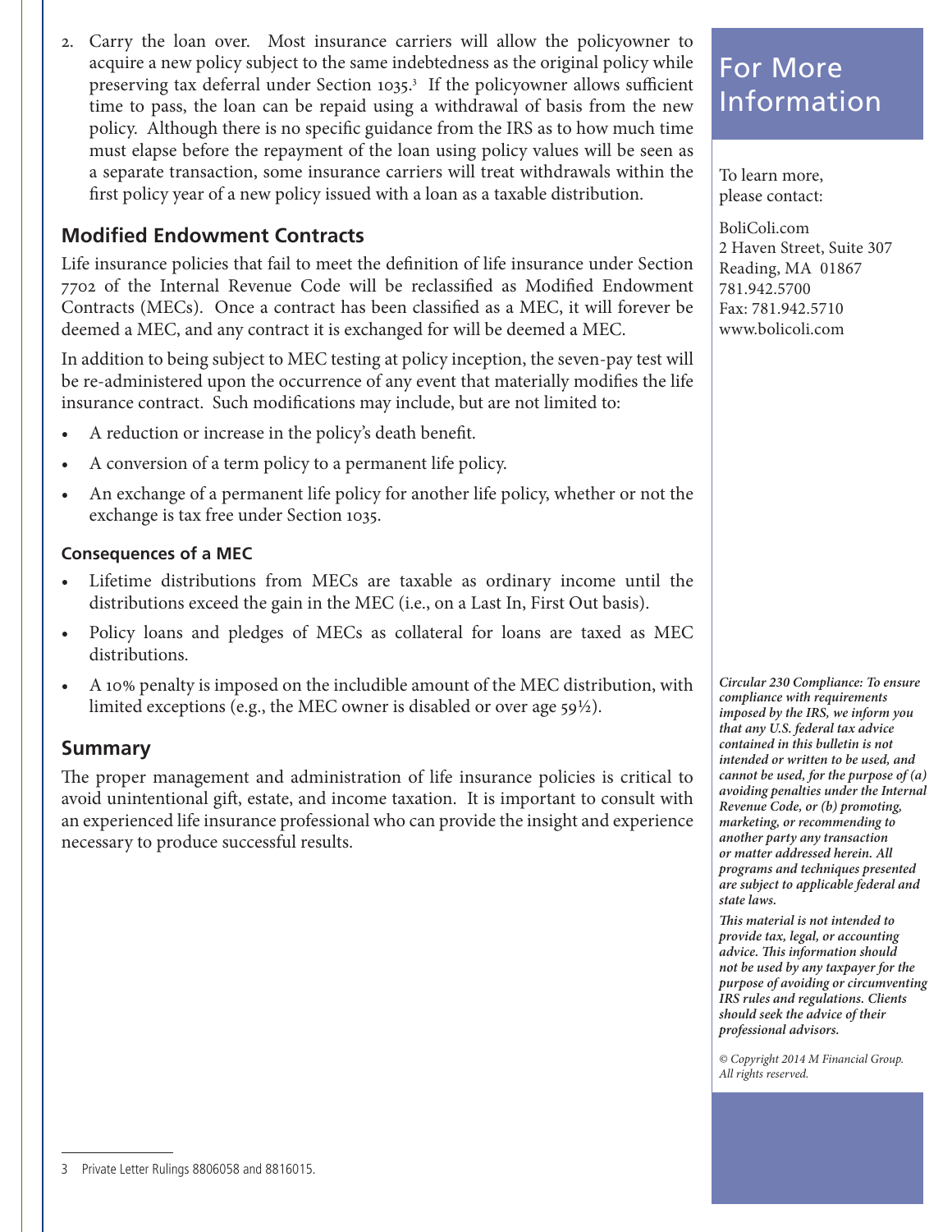2. Carry the loan over. Most insurance carriers will allow the policyowner to acquire a new policy subject to the same indebtedness as the original policy while preserving tax deferral under Section 1035.[3] If the policyowner allows sufficient time to pass, the loan can be repaid using a withdrawal of basis from the new policy. Although there is no specific guidance from the IRS as to how much time must elapse before the repayment of the loan using policy values will be seen as a separate transaction, some insurance carriers will treat withdrawals within the first policy year of a new policy issued with a loan as a taxable distribution.

## Modified Endowment Contracts

Life insurance policies that fail to meet the definition of life insurance under Section 7702 of the Internal Revenue Code will be reclassified as Modified Endowment Contracts (MECs). Once a contract has been classified as a MEC, it will forever be deemed a MEC, and any contract it is exchanged for will be deemed a MEC.

In addition to being subject to MEC testing at policy inception, the seven-pay test will be re-administered upon the occurrence of any event that materially modifies the life insurance contract. Such modifications may include, but are not limited to:

- A reduction or increase in the policy's death benefit.
- A conversion of a term policy to a permanent life policy.
- An exchange of a permanent life policy for another life policy, whether or not the exchange is tax free under Section 1035.

### Consequences of a MEC

- Lifetime distributions from MECs are taxable as ordinary income until the distributions exceed the gain in the MEC (i.e., on a Last In, First Out basis).
- Policy loans and pledges of MECs as collateral for loans are taxed as MEC distributions.
- A 10% penalty is imposed on the includible amount of the MEC distribution, with limited exceptions (e.g., the MEC owner is disabled or over age 59½).

## Summary

The proper management and administration of life insurance policies is critical to avoid unintentional gift, estate, and income taxation. It is important to consult with an experienced life insurance professional who can provide the insight and experience necessary to produce successful results.

[3] Private Letter Rulings 8806058 and 8816015.

## For More Information

To learn more, please contact:

BoliColi.com
2 Haven Street, Suite 307
Reading, MA 01867
781.942.5700
Fax: 781.942.5710
www.bolicoli.com

***Circular 230 Compliance: To ensure compliance with requirements imposed by the IRS, we inform you that any U.S. federal tax advice contained in this bulletin is not intended or written to be used, and cannot be used, for the purpose of (a) avoiding penalties under the Internal Revenue Code, or (b) promoting, marketing, or recommending to another party any transaction or matter addressed herein. All programs and techniques presented are subject to applicable federal and state laws.***

***This material is not intended to provide tax, legal, or accounting advice. This information should not be used by any taxpayer for the purpose of avoiding or circumventing IRS rules and regulations. Clients should seek the advice of their professional advisors.***

*© Copyright 2014 M Financial Group. All rights reserved.*